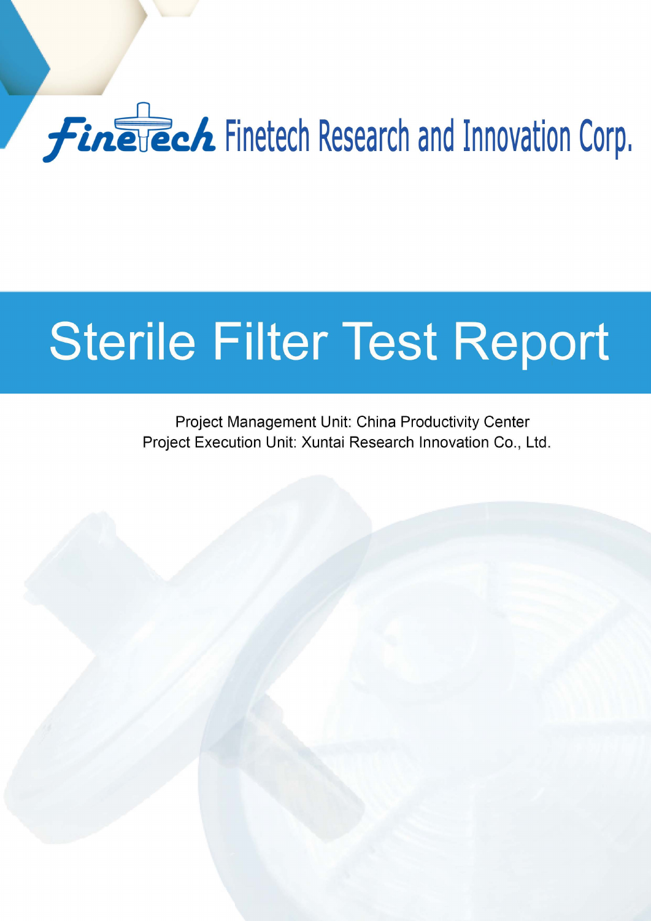Finetech Research and Innovation Corp.

# Sterile Filter Test Report

Project Management Unit: China Productivity Center

Project Execution Unit: Xuntai Research Innovation Co., Ltd.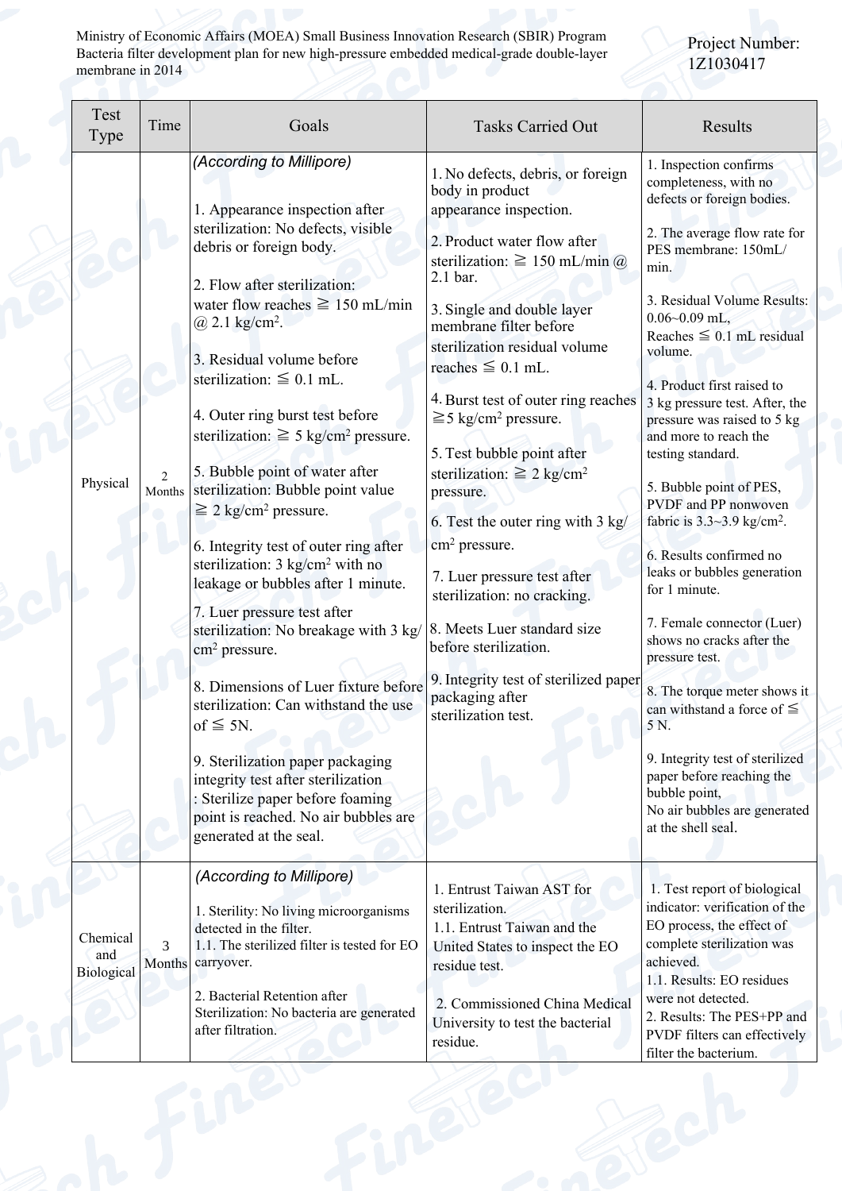Ministry of Economic Affairs (MOEA) Small Business Innovation Research (SBIR) Program
Bacteria filter development plan for new high-pressure embedded medical-grade double-layer membrane in 2014

Project Number: 1Z1030417

| Test Type | Time | Goals | Tasks Carried Out | Results |
|---|---|---|---|---|
| Physical | 2 Months | *(According to Millipore)*<br><br>1. Appearance inspection after sterilization: No defects, visible debris or foreign body.<br><br>2. Flow after sterilization: water flow reaches ≧ 150 mL/min @ 2.1 kg/cm$^2$.<br><br>3. Residual volume before sterilization: ≦ 0.1 mL.<br><br>4. Outer ring burst test before sterilization: ≧ 5 kg/cm$^2$ pressure.<br><br>5. Bubble point of water after sterilization: Bubble point value ≧ 2 kg/cm$^2$ pressure.<br><br>6. Integrity test of outer ring after sterilization: 3 kg/cm$^2$ with no leakage or bubbles after 1 minute.<br><br>7. Luer pressure test after sterilization: No breakage with 3 kg/cm$^2$ pressure.<br><br>8. Dimensions of Luer fixture before sterilization: Can withstand the use of ≦ 5N.<br><br>9. Sterilization paper packaging integrity test after sterilization : Sterilize paper before foaming point is reached. No air bubbles are generated at the seal. | 1. No defects, debris, or foreign body in product appearance inspection.<br><br>2. Product water flow after sterilization: ≧ 150 mL/min @ 2.1 bar.<br><br>3. Single and double layer membrane filter before sterilization residual volume reaches ≦ 0.1 mL.<br><br>4. Burst test of outer ring reaches ≧5 kg/cm$^2$ pressure.<br><br>5. Test bubble point after sterilization: ≧ 2 kg/cm$^2$ pressure.<br><br>6. Test the outer ring with 3 kg/cm$^2$ pressure.<br><br>7. Luer pressure test after sterilization: no cracking.<br><br>8. Meets Luer standard size before sterilization.<br><br>9. Integrity test of sterilized paper packaging after sterilization test. | 1. Inspection confirms completeness, with no defects or foreign bodies.<br><br>2. The average flow rate for PES membrane: 150mL/min.<br><br>3. Residual Volume Results: 0.06~0.09 mL, Reaches ≦ 0.1 mL residual volume.<br><br>4. Product first raised to 3 kg pressure test. After, the pressure was raised to 5 kg and more to reach the testing standard.<br><br>5. Bubble point of PES, PVDF and PP nonwoven fabric is 3.3~3.9 kg/cm$^2$.<br><br>6. Results confirmed no leaks or bubbles generation for 1 minute.<br><br>7. Female connector (Luer) shows no cracks after the pressure test.<br><br>8. The torque meter shows it can withstand a force of ≦ 5 N.<br><br>9. Integrity test of sterilized paper before reaching the bubble point, No air bubbles are generated at the shell seal. |
| Chemical and Biological | 3 Months | *(According to Millipore)*<br><br>1. Sterility: No living microorganisms detected in the filter.<br>1.1. The sterilized filter is tested for EO carryover.<br><br>2. Bacterial Retention after Sterilization: No bacteria are generated after filtration. | 1. Entrust Taiwan AST for sterilization.<br>1.1. Entrust Taiwan and the United States to inspect the EO residue test.<br><br>2. Commissioned China Medical University to test the bacterial residue. | 1. Test report of biological indicator: verification of the EO process, the effect of complete sterilization was achieved.<br>1.1. Results: EO residues were not detected.<br>2. Results: The PES+PP and PVDF filters can effectively filter the bacterium. |